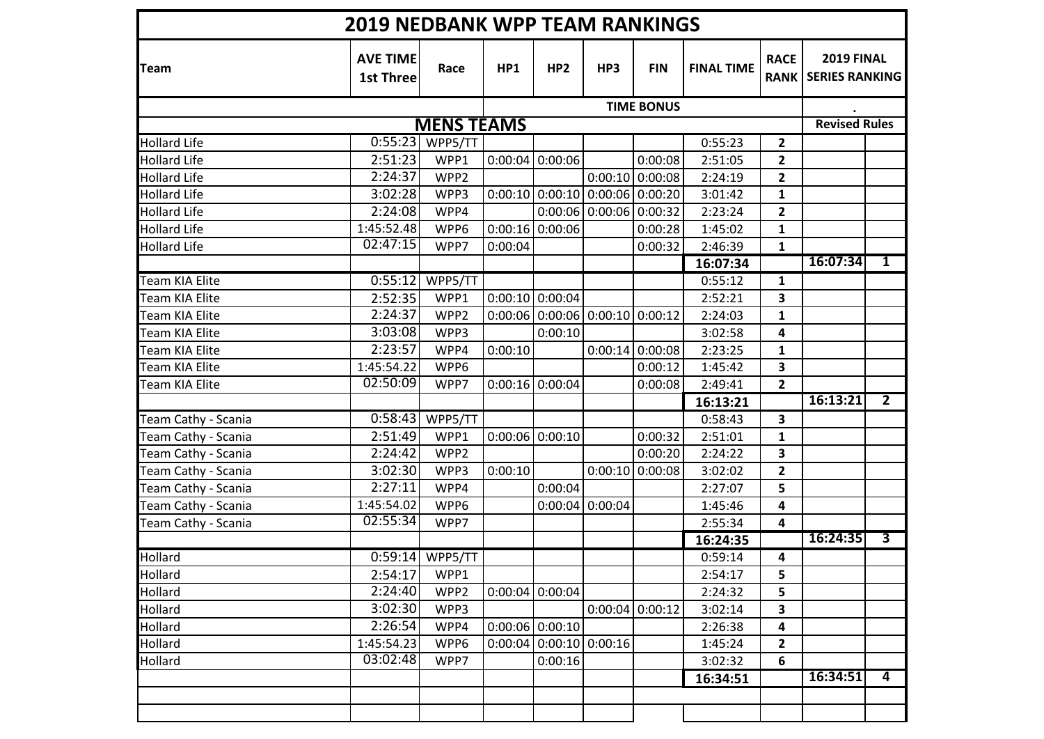# 2019 NEDBANK WPP TEAM RANKINGS

| Team | AVE TIME 1st Three | Race | HP1 | HP2 | HP3 | FIN | FINAL TIME | RACE RANK | 2019 FINAL SERIES RANKING | |
|---|---|---|---|---|---|---|---|---|---|---|
| | | | | | TIME BONUS | | | | . | |
| | | MENS TEAMS | | | | | | | Revised Rules | |
| Hollard Life | 0:55:23 | WPP5/TT | | | | | 0:55:23 | 2 | | |
| Hollard Life | 2:51:23 | WPP1 | 0:00:04 | 0:00:06 | | 0:00:08 | 2:51:05 | 2 | | |
| Hollard Life | 2:24:37 | WPP2 | | | 0:00:10 | 0:00:08 | 2:24:19 | 2 | | |
| Hollard Life | 3:02:28 | WPP3 | 0:00:10 | 0:00:10 | 0:00:06 | 0:00:20 | 3:01:42 | 1 | | |
| Hollard Life | 2:24:08 | WPP4 | | 0:00:06 | 0:00:06 | 0:00:32 | 2:23:24 | 2 | | |
| Hollard Life | 1:45:52.48 | WPP6 | 0:00:16 | 0:00:06 | | 0:00:28 | 1:45:02 | 1 | | |
| Hollard Life | 02:47:15 | WPP7 | 0:00:04 | | | 0:00:32 | 2:46:39 | 1 | | |
| | | | | | | | **16:07:34** | | **16:07:34** | **1** |
| Team KIA Elite | 0:55:12 | WPP5/TT | | | | | 0:55:12 | 1 | | |
| Team KIA Elite | 2:52:35 | WPP1 | 0:00:10 | 0:00:04 | | | 2:52:21 | 3 | | |
| Team KIA Elite | 2:24:37 | WPP2 | 0:00:06 | 0:00:06 | 0:00:10 | 0:00:12 | 2:24:03 | 1 | | |
| Team KIA Elite | 3:03:08 | WPP3 | | 0:00:10 | | | 3:02:58 | 4 | | |
| Team KIA Elite | 2:23:57 | WPP4 | 0:00:10 | | 0:00:14 | 0:00:08 | 2:23:25 | 1 | | |
| Team KIA Elite | 1:45:54.22 | WPP6 | | | | 0:00:12 | 1:45:42 | 3 | | |
| Team KIA Elite | 02:50:09 | WPP7 | 0:00:16 | 0:00:04 | | 0:00:08 | 2:49:41 | 2 | | |
| | | | | | | | **16:13:21** | | **16:13:21** | **2** |
| Team Cathy - Scania | 0:58:43 | WPP5/TT | | | | | 0:58:43 | 3 | | |
| Team Cathy - Scania | 2:51:49 | WPP1 | 0:00:06 | 0:00:10 | | 0:00:32 | 2:51:01 | 1 | | |
| Team Cathy - Scania | 2:24:42 | WPP2 | | | | 0:00:20 | 2:24:22 | 3 | | |
| Team Cathy - Scania | 3:02:30 | WPP3 | 0:00:10 | | 0:00:10 | 0:00:08 | 3:02:02 | 2 | | |
| Team Cathy - Scania | 2:27:11 | WPP4 | | 0:00:04 | | | 2:27:07 | 5 | | |
| Team Cathy - Scania | 1:45:54.02 | WPP6 | | 0:00:04 | 0:00:04 | | 1:45:46 | 4 | | |
| Team Cathy - Scania | 02:55:34 | WPP7 | | | | | 2:55:34 | 4 | | |
| | | | | | | | **16:24:35** | | **16:24:35** | **3** |
| Hollard | 0:59:14 | WPP5/TT | | | | | 0:59:14 | 4 | | |
| Hollard | 2:54:17 | WPP1 | | | | | 2:54:17 | 5 | | |
| Hollard | 2:24:40 | WPP2 | 0:00:04 | 0:00:04 | | | 2:24:32 | 5 | | |
| Hollard | 3:02:30 | WPP3 | | | 0:00:04 | 0:00:12 | 3:02:14 | 3 | | |
| Hollard | 2:26:54 | WPP4 | 0:00:06 | 0:00:10 | | | 2:26:38 | 4 | | |
| Hollard | 1:45:54.23 | WPP6 | 0:00:04 | 0:00:10 | 0:00:16 | | 1:45:24 | 2 | | |
| Hollard | 03:02:48 | WPP7 | | 0:00:16 | | | 3:02:32 | 6 | | |
| | | | | | | | **16:34:51** | | **16:34:51** | **4** |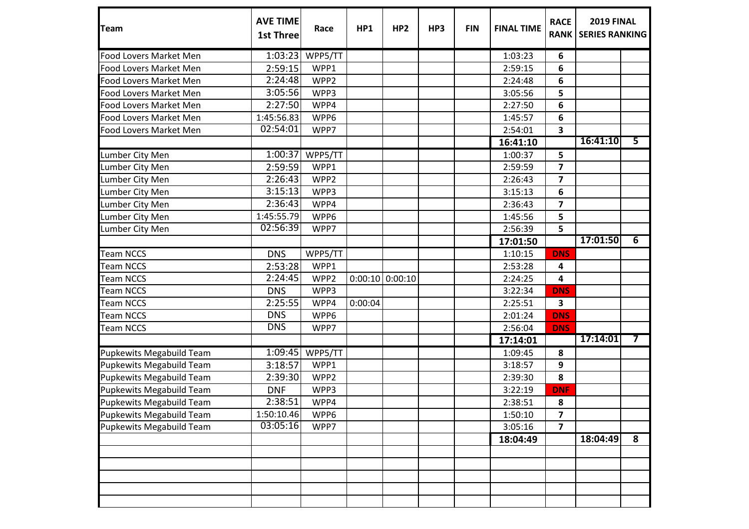| Team | AVE TIME 1st Three | Race | HP1 | HP2 | HP3 | FIN | FINAL TIME | RACE RANK | 2019 FINAL SERIES RANKING | |
|---|---|---|---|---|---|---|---|---|---|---|
| Food Lovers Market Men | 1:03:23 | WPP5/TT | | | | | 1:03:23 | 6 | | |
| Food Lovers Market Men | 2:59:15 | WPP1 | | | | | 2:59:15 | 6 | | |
| Food Lovers Market Men | 2:24:48 | WPP2 | | | | | 2:24:48 | 6 | | |
| Food Lovers Market Men | 3:05:56 | WPP3 | | | | | 3:05:56 | 5 | | |
| Food Lovers Market Men | 2:27:50 | WPP4 | | | | | 2:27:50 | 6 | | |
| Food Lovers Market Men | 1:45:56.83 | WPP6 | | | | | 1:45:57 | 6 | | |
| Food Lovers Market Men | 02:54:01 | WPP7 | | | | | 2:54:01 | 3 | | |
| | | | | | | | **16:41:10** | | **16:41:10** | **5** |
| Lumber City Men | 1:00:37 | WPP5/TT | | | | | 1:00:37 | 5 | | |
| Lumber City Men | 2:59:59 | WPP1 | | | | | 2:59:59 | 7 | | |
| Lumber City Men | 2:26:43 | WPP2 | | | | | 2:26:43 | 7 | | |
| Lumber City Men | 3:15:13 | WPP3 | | | | | 3:15:13 | 6 | | |
| Lumber City Men | 2:36:43 | WPP4 | | | | | 2:36:43 | 7 | | |
| Lumber City Men | 1:45:55.79 | WPP6 | | | | | 1:45:56 | 5 | | |
| Lumber City Men | 02:56:39 | WPP7 | | | | | 2:56:39 | 5 | | |
| | | | | | | | **17:01:50** | | **17:01:50** | **6** |
| Team NCCS | DNS | WPP5/TT | | | | | 1:10:15 | DNS | | |
| Team NCCS | 2:53:28 | WPP1 | | | | | 2:53:28 | 4 | | |
| Team NCCS | 2:24:45 | WPP2 | 0:00:10 | 0:00:10 | | | 2:24:25 | 4 | | |
| Team NCCS | DNS | WPP3 | | | | | 3:22:34 | DNS | | |
| Team NCCS | 2:25:55 | WPP4 | 0:00:04 | | | | 2:25:51 | 3 | | |
| Team NCCS | DNS | WPP6 | | | | | 2:01:24 | DNS | | |
| Team NCCS | DNS | WPP7 | | | | | 2:56:04 | DNS | | |
| | | | | | | | **17:14:01** | | **17:14:01** | **7** |
| Pupkewits Megabuild Team | 1:09:45 | WPP5/TT | | | | | 1:09:45 | 8 | | |
| Pupkewits Megabuild Team | 3:18:57 | WPP1 | | | | | 3:18:57 | 9 | | |
| Pupkewits Megabuild Team | 2:39:30 | WPP2 | | | | | 2:39:30 | 8 | | |
| Pupkewits Megabuild Team | DNF | WPP3 | | | | | 3:22:19 | DNF | | |
| Pupkewits Megabuild Team | 2:38:51 | WPP4 | | | | | 2:38:51 | 8 | | |
| Pupkewits Megabuild Team | 1:50:10.46 | WPP6 | | | | | 1:50:10 | 7 | | |
| Pupkewits Megabuild Team | 03:05:16 | WPP7 | | | | | 3:05:16 | 7 | | |
| | | | | | | | **18:04:49** | | **18:04:49** | **8** |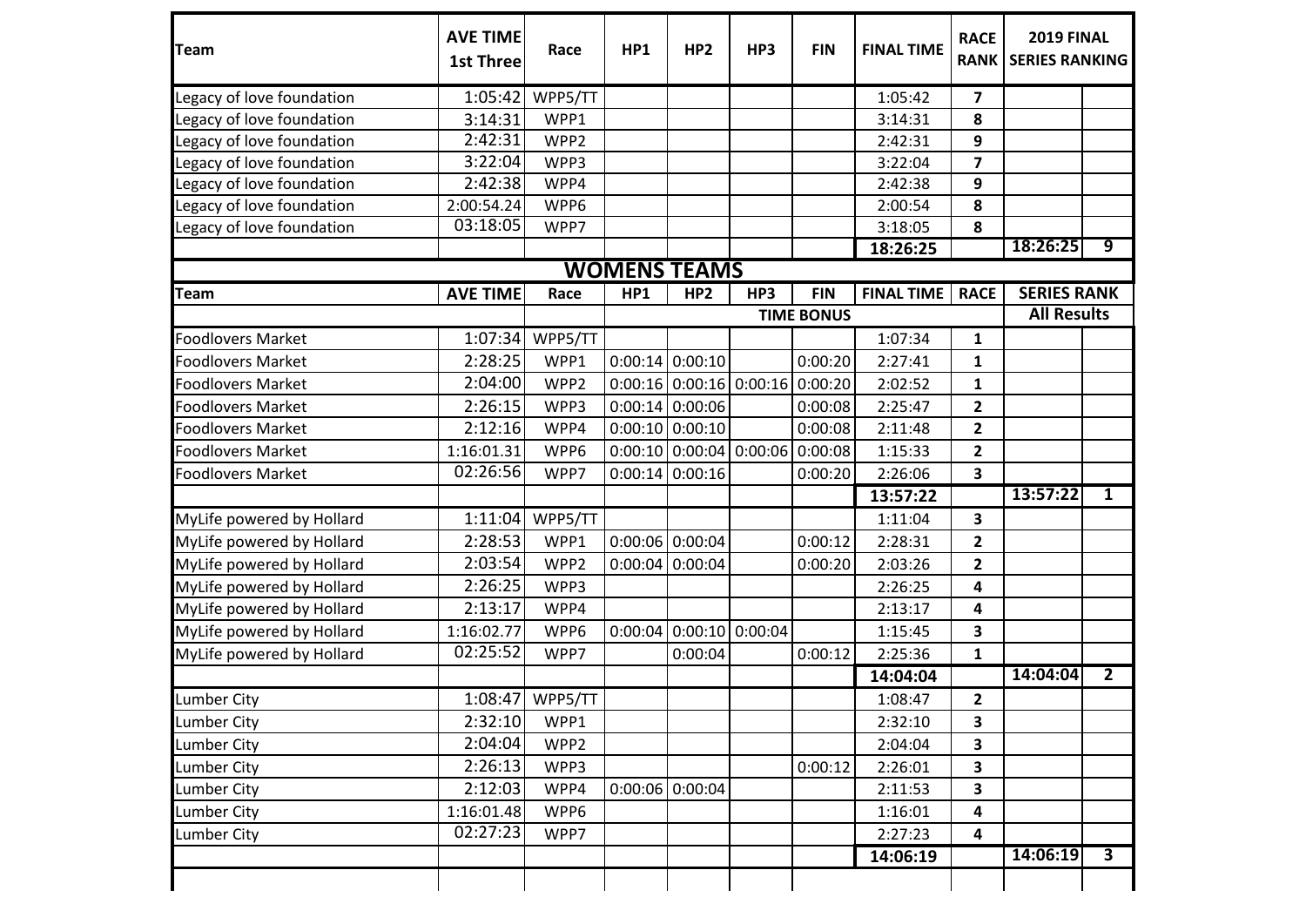| Team | AVE TIME 1st Three | Race | HP1 | HP2 | HP3 | FIN | FINAL TIME | RACE RANK | 2019 FINAL SERIES RANKING | |
|---|---|---|---|---|---|---|---|---|---|---|
| Legacy of love foundation | 1:05:42 | WPP5/TT | | | | | 1:05:42 | 7 | | |
| Legacy of love foundation | 3:14:31 | WPP1 | | | | | 3:14:31 | 8 | | |
| Legacy of love foundation | 2:42:31 | WPP2 | | | | | 2:42:31 | 9 | | |
| Legacy of love foundation | 3:22:04 | WPP3 | | | | | 3:22:04 | 7 | | |
| Legacy of love foundation | 2:42:38 | WPP4 | | | | | 2:42:38 | 9 | | |
| Legacy of love foundation | 2:00:54.24 | WPP6 | | | | | 2:00:54 | 8 | | |
| Legacy of love foundation | 03:18:05 | WPP7 | | | | | 3:18:05 | 8 | | |
| | | | | | | | **18:26:25** | | **18:26:25** | **9** |

## WOMENS TEAMS

| Team | AVE TIME | Race | HP1 | HP2 | HP3 | FIN | FINAL TIME | RACE | SERIES RANK | |
|---|---|---|---|---|---|---|---|---|---|---|
| | | | TIME BONUS | | | | | | All Results | |
| Foodlovers Market | 1:07:34 | WPP5/TT | | | | | 1:07:34 | 1 | | |
| Foodlovers Market | 2:28:25 | WPP1 | 0:00:14 | 0:00:10 | | 0:00:20 | 2:27:41 | 1 | | |
| Foodlovers Market | 2:04:00 | WPP2 | 0:00:16 | 0:00:16 | 0:00:16 | 0:00:20 | 2:02:52 | 1 | | |
| Foodlovers Market | 2:26:15 | WPP3 | 0:00:14 | 0:00:06 | | 0:00:08 | 2:25:47 | 2 | | |
| Foodlovers Market | 2:12:16 | WPP4 | 0:00:10 | 0:00:10 | | 0:00:08 | 2:11:48 | 2 | | |
| Foodlovers Market | 1:16:01.31 | WPP6 | 0:00:10 | 0:00:04 | 0:00:06 | 0:00:08 | 1:15:33 | 2 | | |
| Foodlovers Market | 02:26:56 | WPP7 | 0:00:14 | 0:00:16 | | 0:00:20 | 2:26:06 | 3 | | |
| | | | | | | | **13:57:22** | | **13:57:22** | **1** |
| MyLife powered by Hollard | 1:11:04 | WPP5/TT | | | | | 1:11:04 | 3 | | |
| MyLife powered by Hollard | 2:28:53 | WPP1 | 0:00:06 | 0:00:04 | | 0:00:12 | 2:28:31 | 2 | | |
| MyLife powered by Hollard | 2:03:54 | WPP2 | 0:00:04 | 0:00:04 | | 0:00:20 | 2:03:26 | 2 | | |
| MyLife powered by Hollard | 2:26:25 | WPP3 | | | | | 2:26:25 | 4 | | |
| MyLife powered by Hollard | 2:13:17 | WPP4 | | | | | 2:13:17 | 4 | | |
| MyLife powered by Hollard | 1:16:02.77 | WPP6 | 0:00:04 | 0:00:10 | 0:00:04 | | 1:15:45 | 3 | | |
| MyLife powered by Hollard | 02:25:52 | WPP7 | | 0:00:04 | | 0:00:12 | 2:25:36 | 1 | | |
| | | | | | | | **14:04:04** | | **14:04:04** | **2** |
| Lumber City | 1:08:47 | WPP5/TT | | | | | 1:08:47 | 2 | | |
| Lumber City | 2:32:10 | WPP1 | | | | | 2:32:10 | 3 | | |
| Lumber City | 2:04:04 | WPP2 | | | | | 2:04:04 | 3 | | |
| Lumber City | 2:26:13 | WPP3 | | | | 0:00:12 | 2:26:01 | 3 | | |
| Lumber City | 2:12:03 | WPP4 | 0:00:06 | 0:00:04 | | | 2:11:53 | 3 | | |
| Lumber City | 1:16:01.48 | WPP6 | | | | | 1:16:01 | 4 | | |
| Lumber City | 02:27:23 | WPP7 | | | | | 2:27:23 | 4 | | |
| | | | | | | | **14:06:19** | | **14:06:19** | **3** |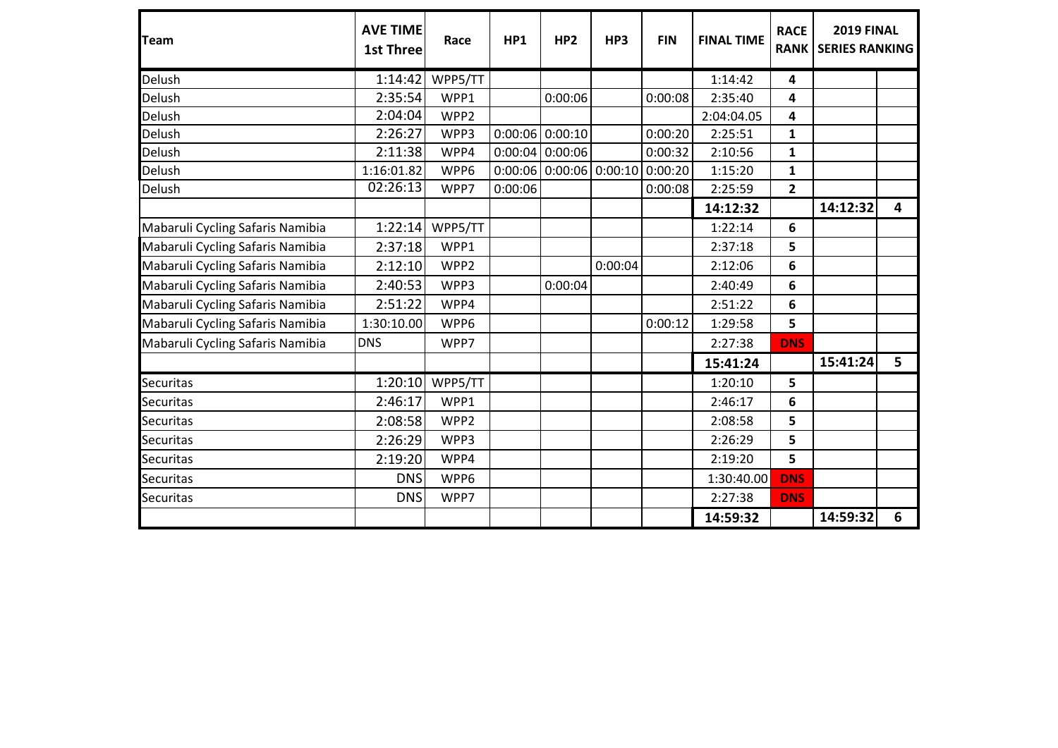| Team | AVE TIME 1st Three | Race | HP1 | HP2 | HP3 | FIN | FINAL TIME | RACE RANK | 2019 FINAL SERIES RANKING | |
|---|---|---|---|---|---|---|---|---|---|---|
| Delush | 1:14:42 | WPP5/TT | | | | | 1:14:42 | 4 | | |
| Delush | 2:35:54 | WPP1 | | 0:00:06 | | 0:00:08 | 2:35:40 | 4 | | |
| Delush | 2:04:04 | WPP2 | | | | | 2:04:04.05 | 4 | | |
| Delush | 2:26:27 | WPP3 | 0:00:06 | 0:00:10 | | 0:00:20 | 2:25:51 | 1 | | |
| Delush | 2:11:38 | WPP4 | 0:00:04 | 0:00:06 | | 0:00:32 | 2:10:56 | 1 | | |
| Delush | 1:16:01.82 | WPP6 | 0:00:06 | 0:00:06 | 0:00:10 | 0:00:20 | 1:15:20 | 1 | | |
| Delush | 02:26:13 | WPP7 | 0:00:06 | | | 0:00:08 | 2:25:59 | 2 | | |
| | | | | | | | **14:12:32** | | **14:12:32** | **4** |
| Mabaruli Cycling Safaris Namibia | 1:22:14 | WPP5/TT | | | | | 1:22:14 | 6 | | |
| Mabaruli Cycling Safaris Namibia | 2:37:18 | WPP1 | | | | | 2:37:18 | 5 | | |
| Mabaruli Cycling Safaris Namibia | 2:12:10 | WPP2 | | | 0:00:04 | | 2:12:06 | 6 | | |
| Mabaruli Cycling Safaris Namibia | 2:40:53 | WPP3 | | 0:00:04 | | | 2:40:49 | 6 | | |
| Mabaruli Cycling Safaris Namibia | 2:51:22 | WPP4 | | | | | 2:51:22 | 6 | | |
| Mabaruli Cycling Safaris Namibia | 1:30:10.00 | WPP6 | | | | 0:00:12 | 1:29:58 | 5 | | |
| Mabaruli Cycling Safaris Namibia | DNS | WPP7 | | | | | 2:27:38 | DNS | | |
| | | | | | | | **15:41:24** | | **15:41:24** | **5** |
| Securitas | 1:20:10 | WPP5/TT | | | | | 1:20:10 | 5 | | |
| Securitas | 2:46:17 | WPP1 | | | | | 2:46:17 | 6 | | |
| Securitas | 2:08:58 | WPP2 | | | | | 2:08:58 | 5 | | |
| Securitas | 2:26:29 | WPP3 | | | | | 2:26:29 | 5 | | |
| Securitas | 2:19:20 | WPP4 | | | | | 2:19:20 | 5 | | |
| Securitas | DNS | WPP6 | | | | | 1:30:40.00 | DNS | | |
| Securitas | DNS | WPP7 | | | | | 2:27:38 | DNS | | |
| | | | | | | | **14:59:32** | | **14:59:32** | **6** |